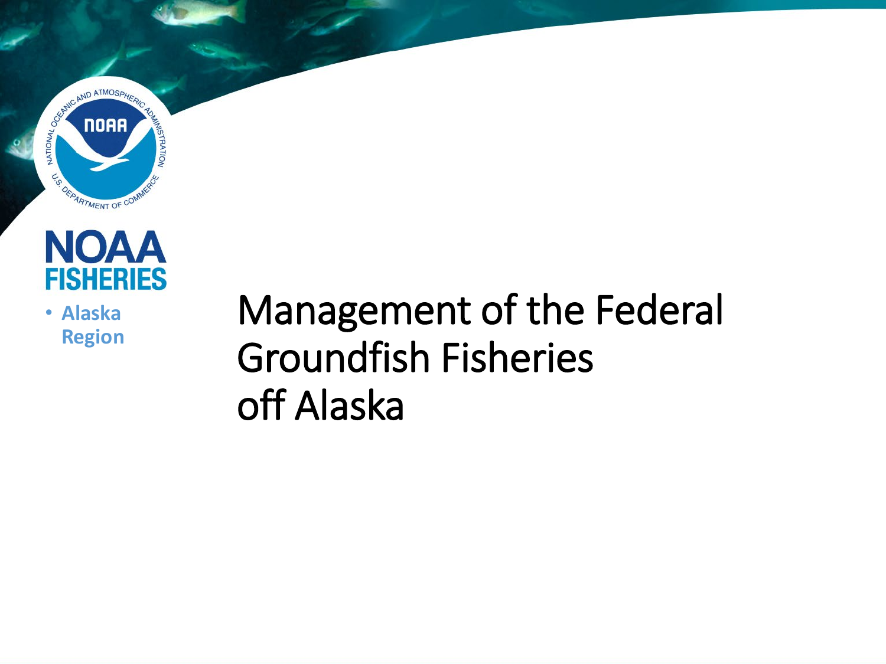NOAA
FISHERIES

- **Alaska Region**

# Management of the Federal Groundfish Fisheries off Alaska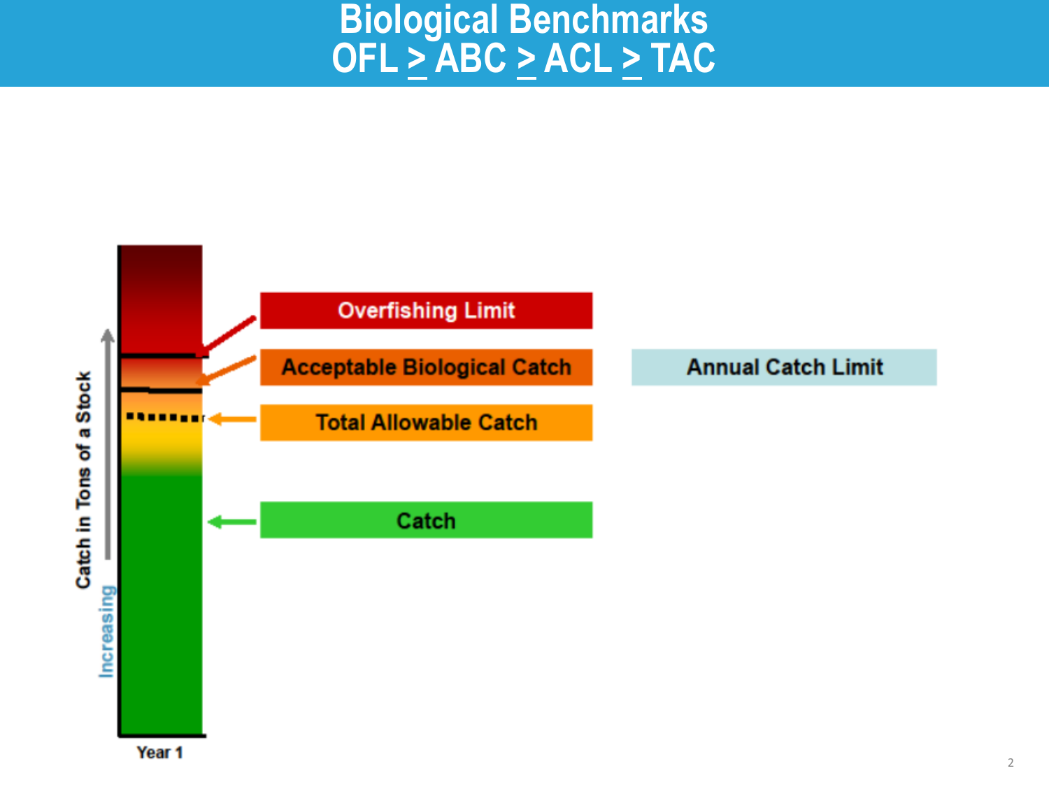# Biological Benchmarks
# OFL $\geq$ ABC $\geq$ ACL $\geq$ TAC

Overfishing Limit

Acceptable Biological Catch

Annual Catch Limit

Total Allowable Catch

Catch

Increasing Catch in Tons of a Stock

Year 1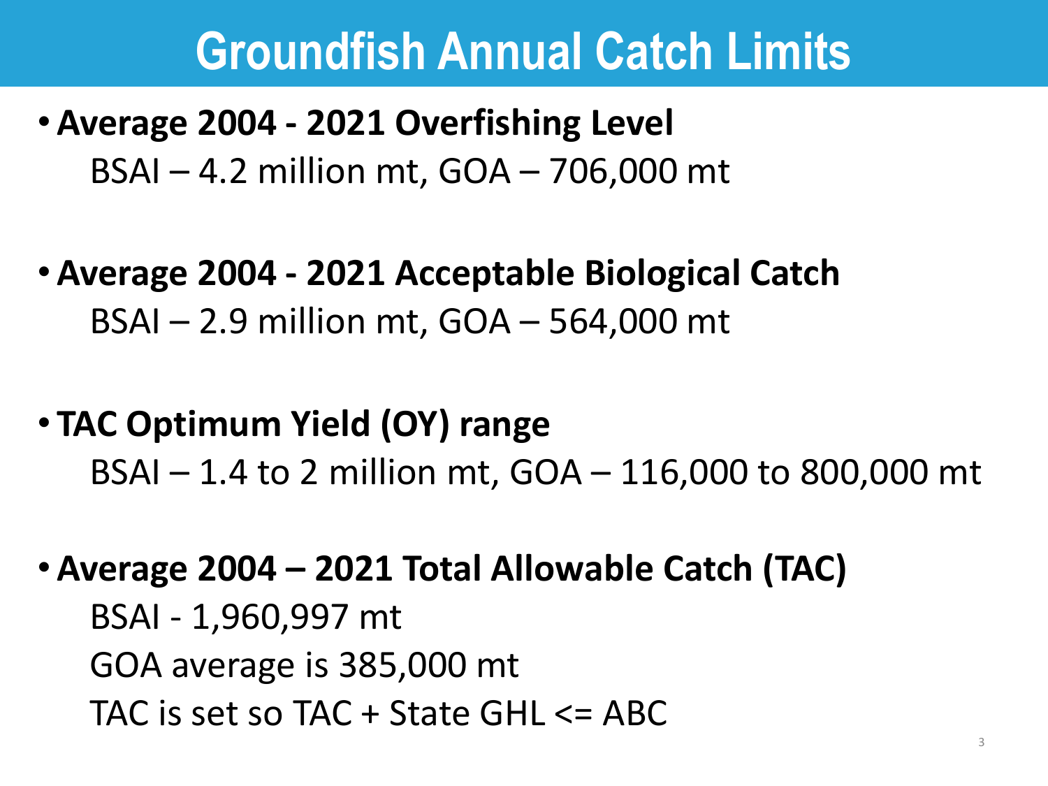# Groundfish Annual Catch Limits

- **Average 2004 - 2021 Overfishing Level**
  BSAI – 4.2 million mt, GOA – 706,000 mt

- **Average 2004 - 2021 Acceptable Biological Catch**
  BSAI – 2.9 million mt, GOA – 564,000 mt

- **TAC Optimum Yield (OY) range**
  BSAI – 1.4 to 2 million mt, GOA – 116,000 to 800,000 mt

- **Average 2004 – 2021 Total Allowable Catch (TAC)**
  BSAI - 1,960,997 mt
  GOA average is 385,000 mt
  TAC is set so TAC + State GHL <= ABC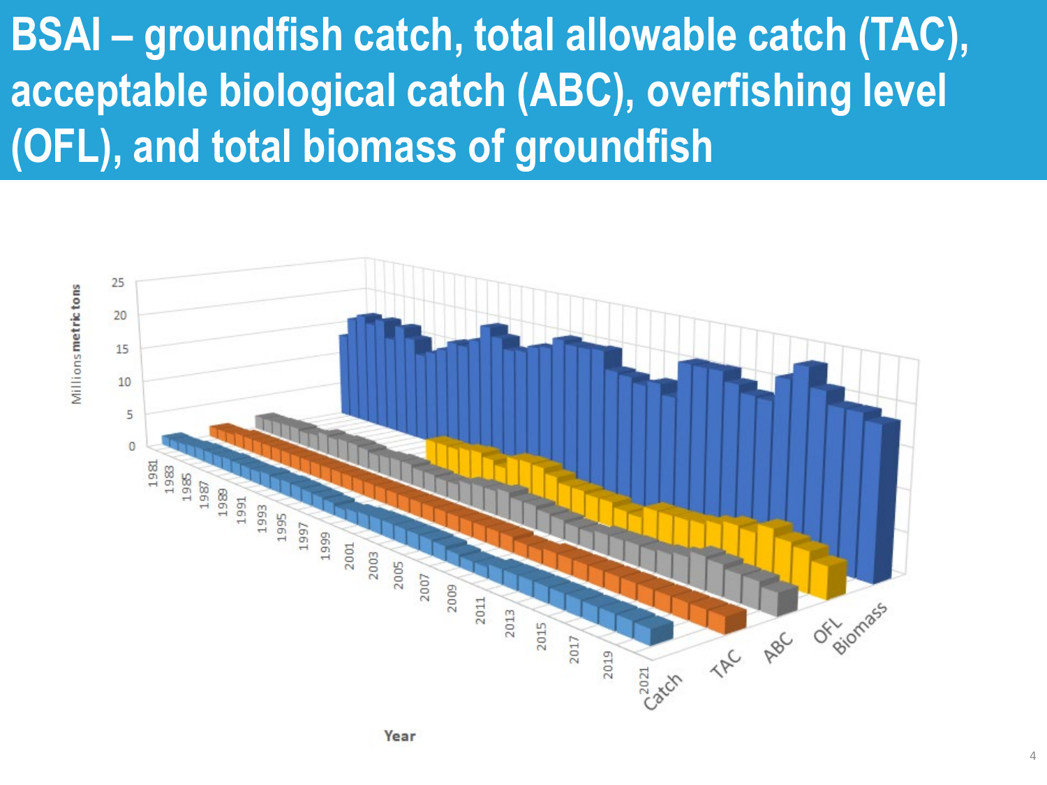# BSAI – groundfish catch, total allowable catch (TAC), acceptable biological catch (ABC), overfishing level (OFL), and total biomass of groundfish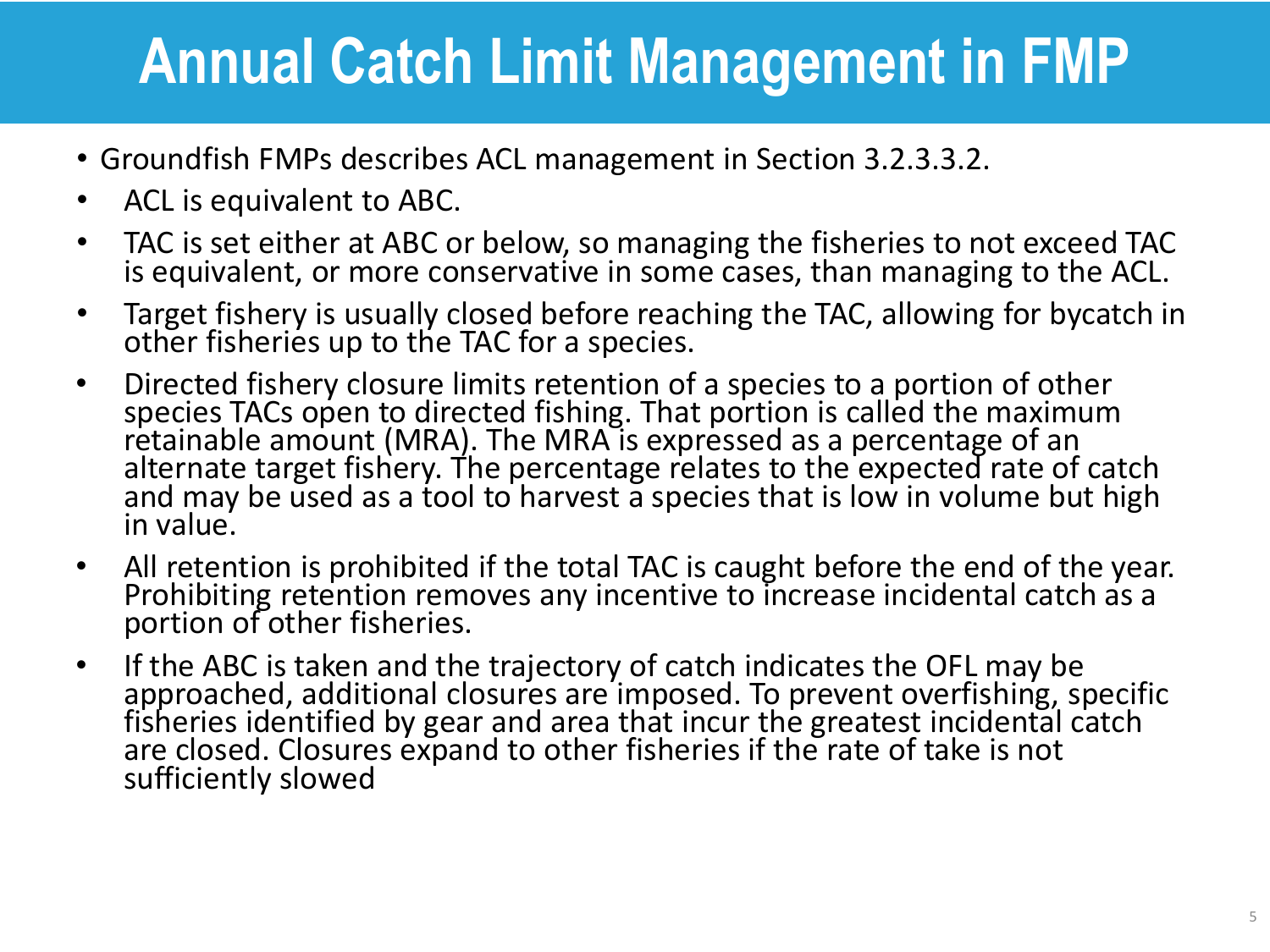# Annual Catch Limit Management in FMP

- Groundfish FMPs describes ACL management in Section 3.2.3.3.2.
- ACL is equivalent to ABC.
- TAC is set either at ABC or below, so managing the fisheries to not exceed TAC is equivalent, or more conservative in some cases, than managing to the ACL.
- Target fishery is usually closed before reaching the TAC, allowing for bycatch in other fisheries up to the TAC for a species.
- Directed fishery closure limits retention of a species to a portion of other species TACs open to directed fishing. That portion is called the maximum retainable amount (MRA). The MRA is expressed as a percentage of an alternate target fishery. The percentage relates to the expected rate of catch and may be used as a tool to harvest a species that is low in volume but high in value.
- All retention is prohibited if the total TAC is caught before the end of the year. Prohibiting retention removes any incentive to increase incidental catch as a portion of other fisheries.
- If the ABC is taken and the trajectory of catch indicates the OFL may be approached, additional closures are imposed. To prevent overfishing, specific fisheries identified by gear and area that incur the greatest incidental catch are closed. Closures expand to other fisheries if the rate of take is not sufficiently slowed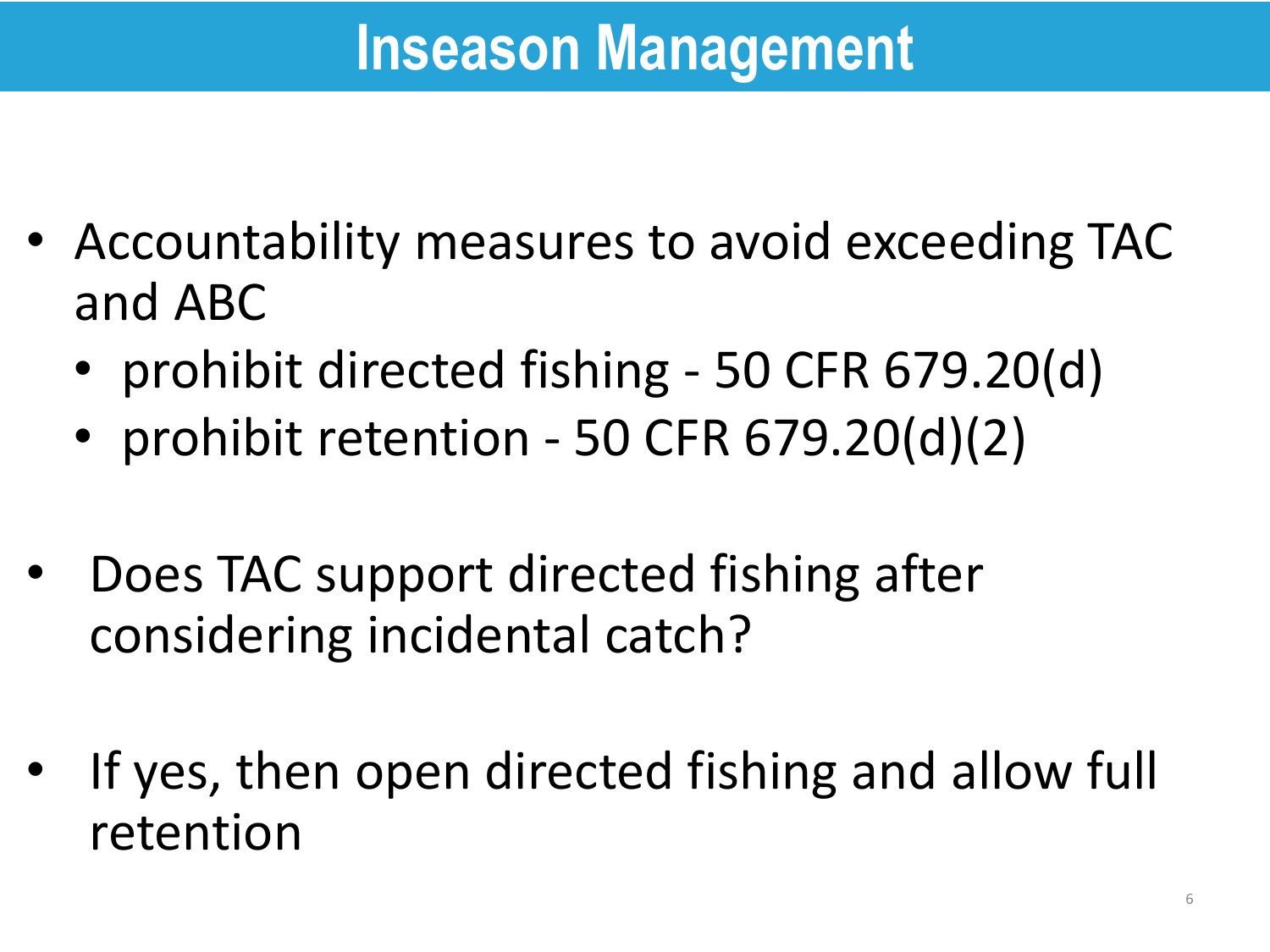# Inseason Management

- Accountability measures to avoid exceeding TAC and ABC
  - prohibit directed fishing - 50 CFR 679.20(d)
  - prohibit retention - 50 CFR 679.20(d)(2)

- Does TAC support directed fishing after considering incidental catch?

- If yes, then open directed fishing and allow full retention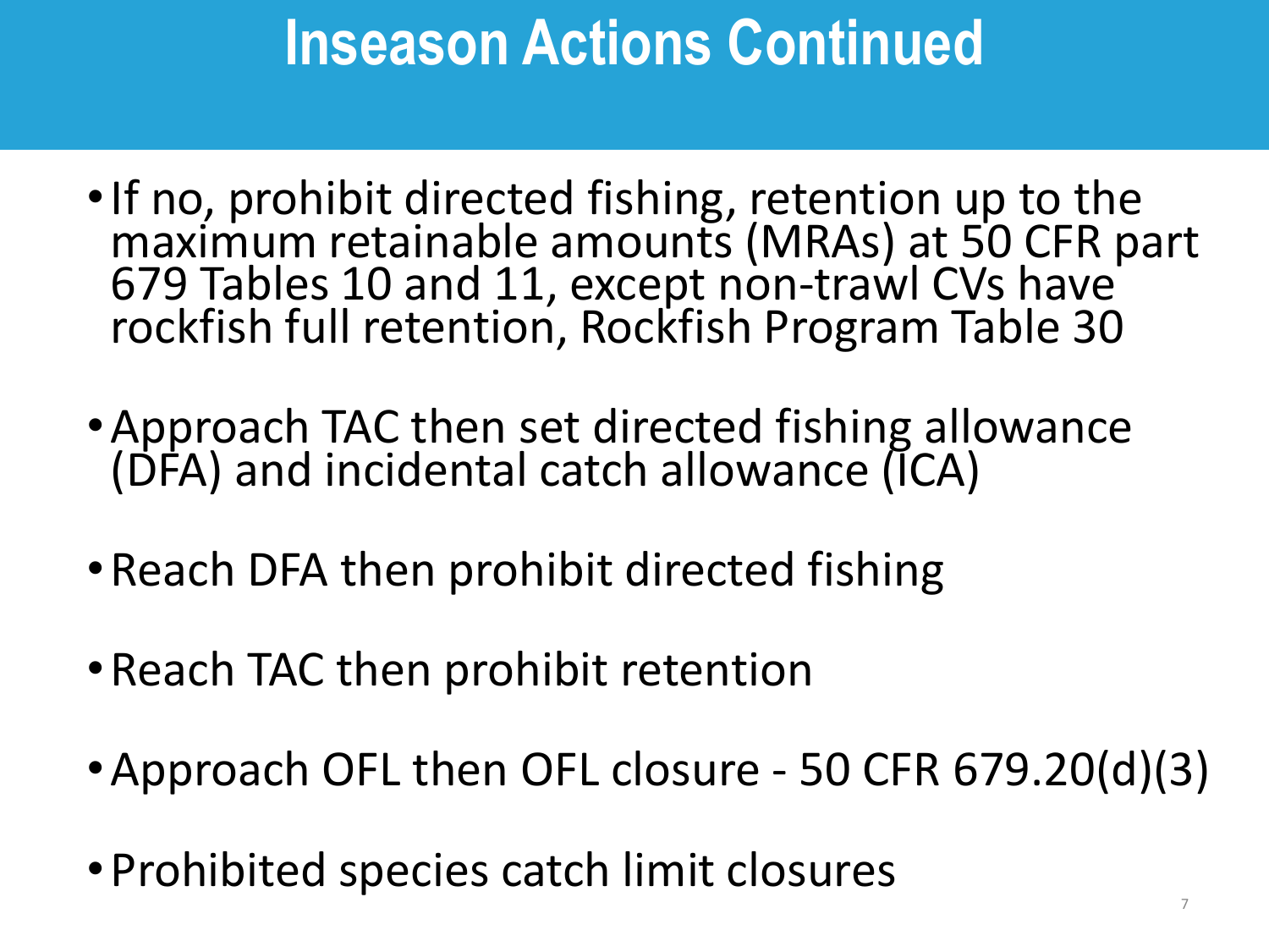# Inseason Actions Continued

- If no, prohibit directed fishing, retention up to the maximum retainable amounts (MRAs) at 50 CFR part 679 Tables 10 and 11, except non-trawl CVs have rockfish full retention, Rockfish Program Table 30
- Approach TAC then set directed fishing allowance (DFA) and incidental catch allowance (ICA)
- Reach DFA then prohibit directed fishing
- Reach TAC then prohibit retention
- Approach OFL then OFL closure - 50 CFR 679.20(d)(3)
- Prohibited species catch limit closures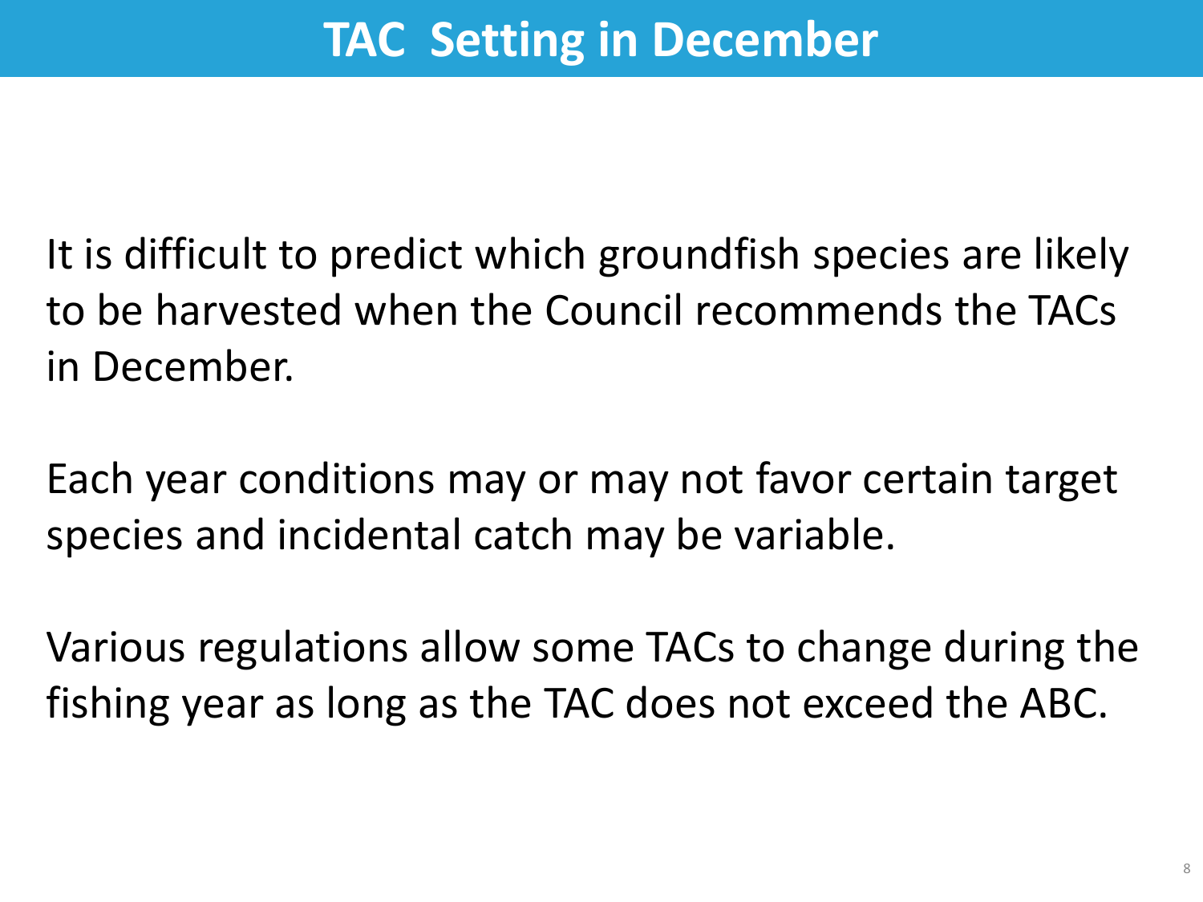# TAC Setting in December

It is difficult to predict which groundfish species are likely to be harvested when the Council recommends the TACs in December.

Each year conditions may or may not favor certain target species and incidental catch may be variable.

Various regulations allow some TACs to change during the fishing year as long as the TAC does not exceed the ABC.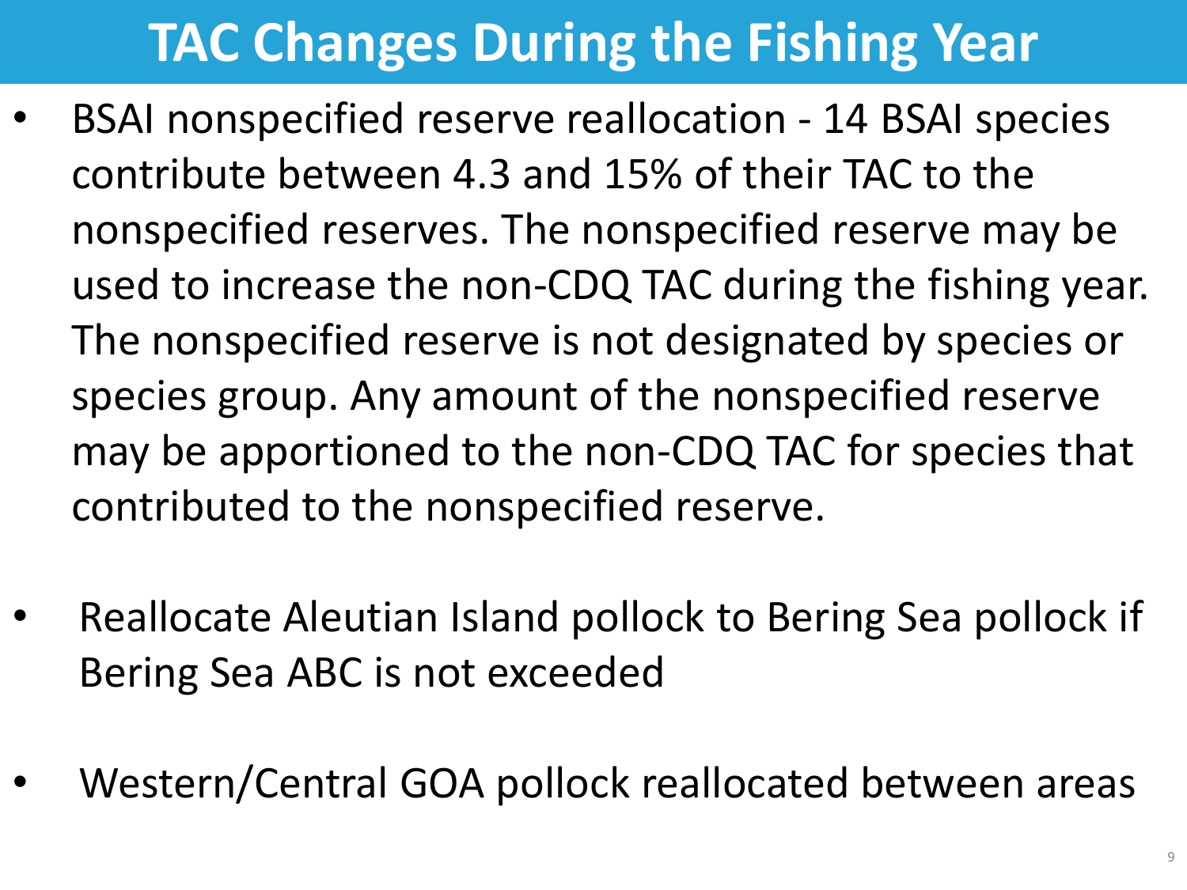# TAC Changes During the Fishing Year

- BSAI nonspecified reserve reallocation - 14 BSAI species contribute between 4.3 and 15% of their TAC to the nonspecified reserves. The nonspecified reserve may be used to increase the non-CDQ TAC during the fishing year. The nonspecified reserve is not designated by species or species group. Any amount of the nonspecified reserve may be apportioned to the non-CDQ TAC for species that contributed to the nonspecified reserve.

- Reallocate Aleutian Island pollock to Bering Sea pollock if Bering Sea ABC is not exceeded

- Western/Central GOA pollock reallocated between areas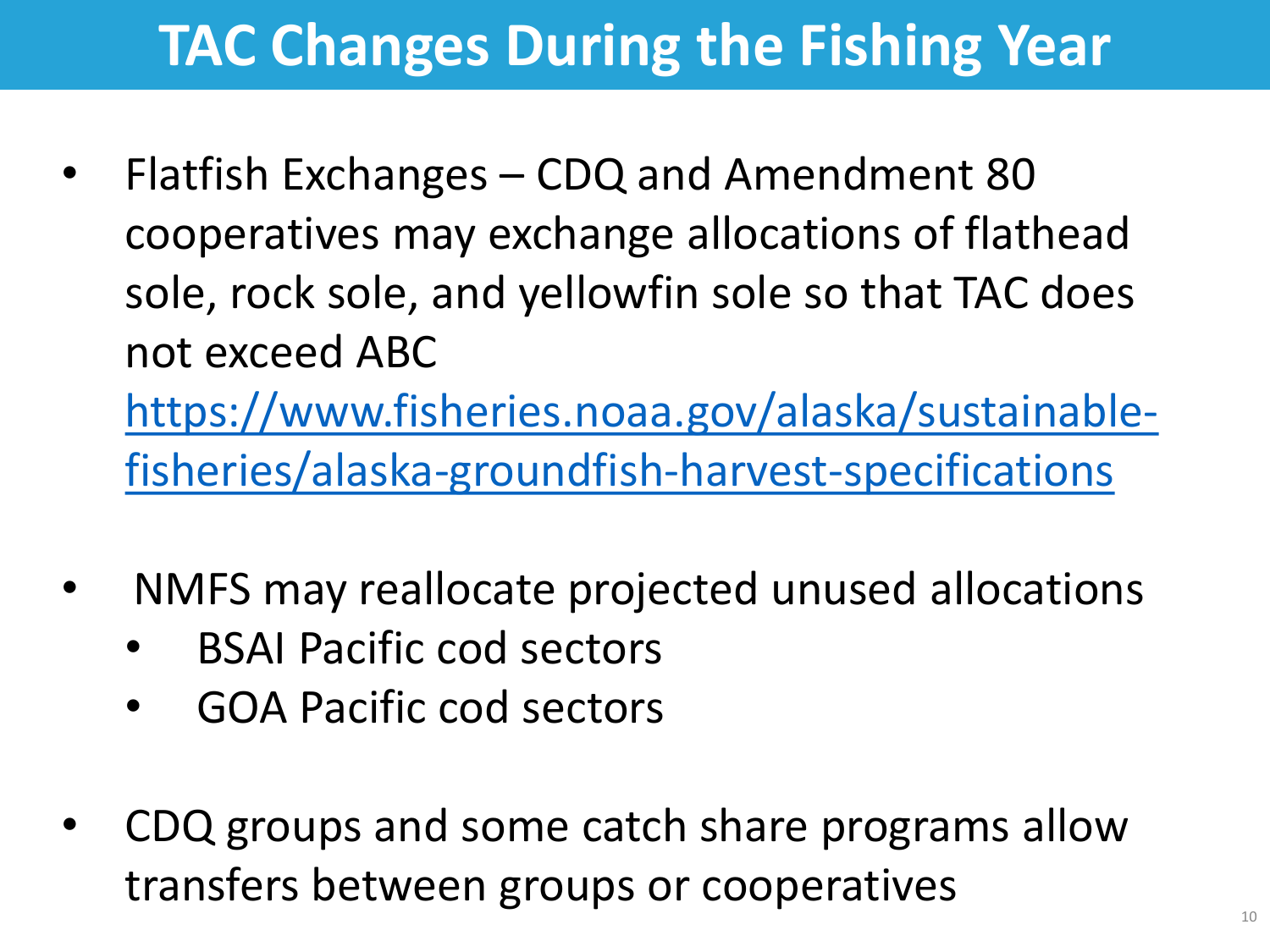# TAC Changes During the Fishing Year

- Flatfish Exchanges – CDQ and Amendment 80 cooperatives may exchange allocations of flathead sole, rock sole, and yellowfin sole so that TAC does not exceed ABC
  [https://www.fisheries.noaa.gov/alaska/sustainable-fisheries/alaska-groundfish-harvest-specifications](https://www.fisheries.noaa.gov/alaska/sustainable-fisheries/alaska-groundfish-harvest-specifications)

- NMFS may reallocate projected unused allocations
  - BSAI Pacific cod sectors
  - GOA Pacific cod sectors

- CDQ groups and some catch share programs allow transfers between groups or cooperatives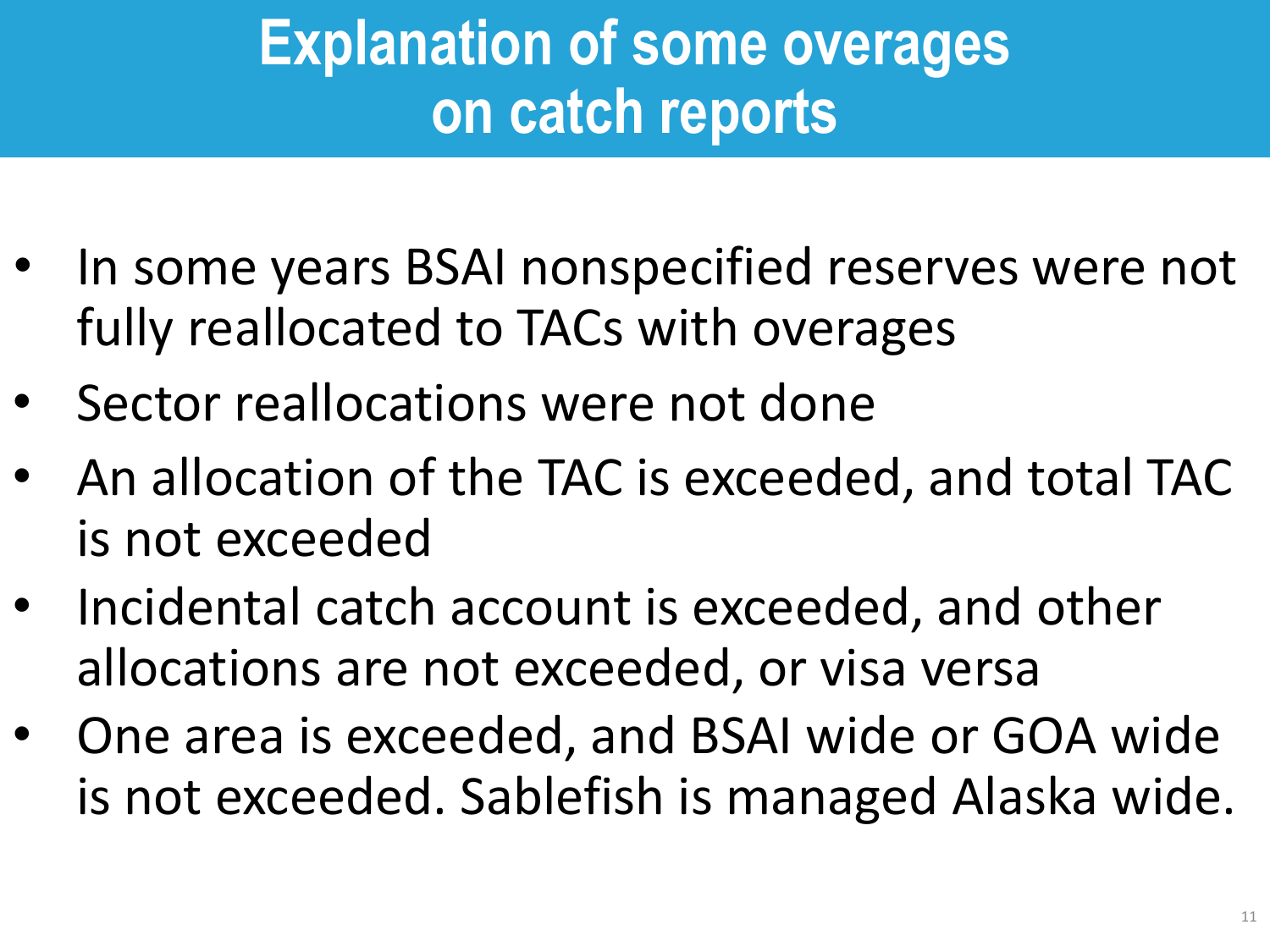# Explanation of some overages on catch reports

- In some years BSAI nonspecified reserves were not fully reallocated to TACs with overages
- Sector reallocations were not done
- An allocation of the TAC is exceeded, and total TAC is not exceeded
- Incidental catch account is exceeded, and other allocations are not exceeded, or visa versa
- One area is exceeded, and BSAI wide or GOA wide is not exceeded. Sablefish is managed Alaska wide.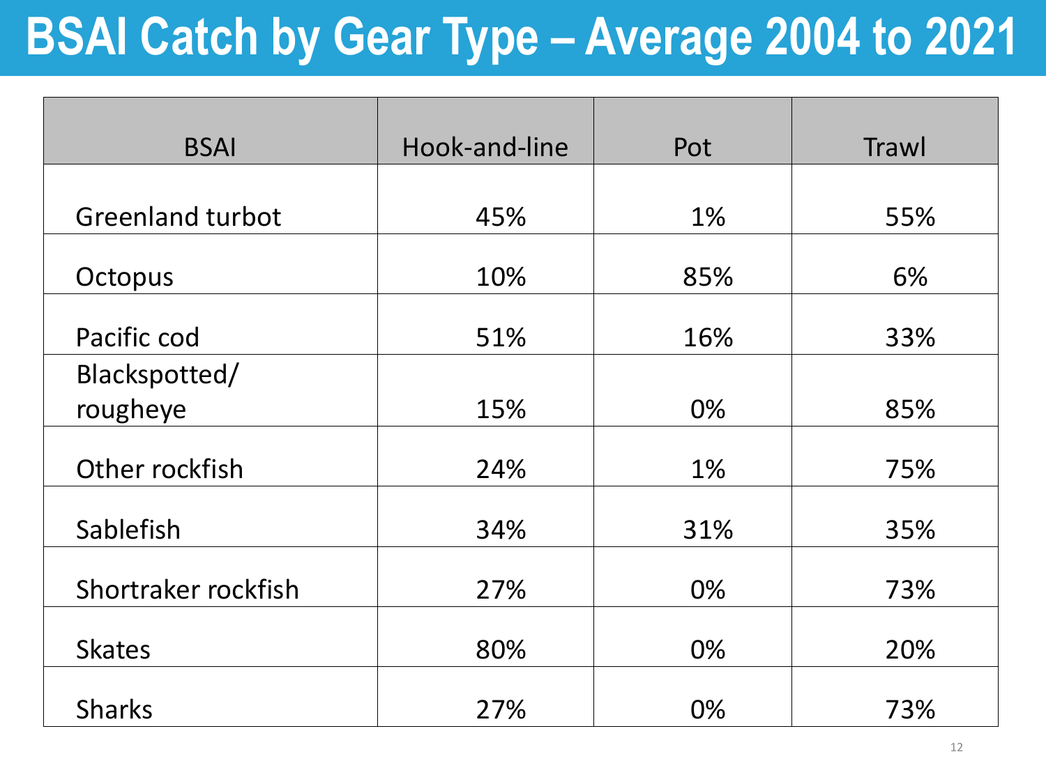# BSAI Catch by Gear Type – Average 2004 to 2021

| BSAI | Hook-and-line | Pot | Trawl |
| --- | --- | --- | --- |
| Greenland turbot | 45% | 1% | 55% |
| Octopus | 10% | 85% | 6% |
| Pacific cod | 51% | 16% | 33% |
| Blackspotted/ rougheye | 15% | 0% | 85% |
| Other rockfish | 24% | 1% | 75% |
| Sablefish | 34% | 31% | 35% |
| Shortraker rockfish | 27% | 0% | 73% |
| Skates | 80% | 0% | 20% |
| Sharks | 27% | 0% | 73% |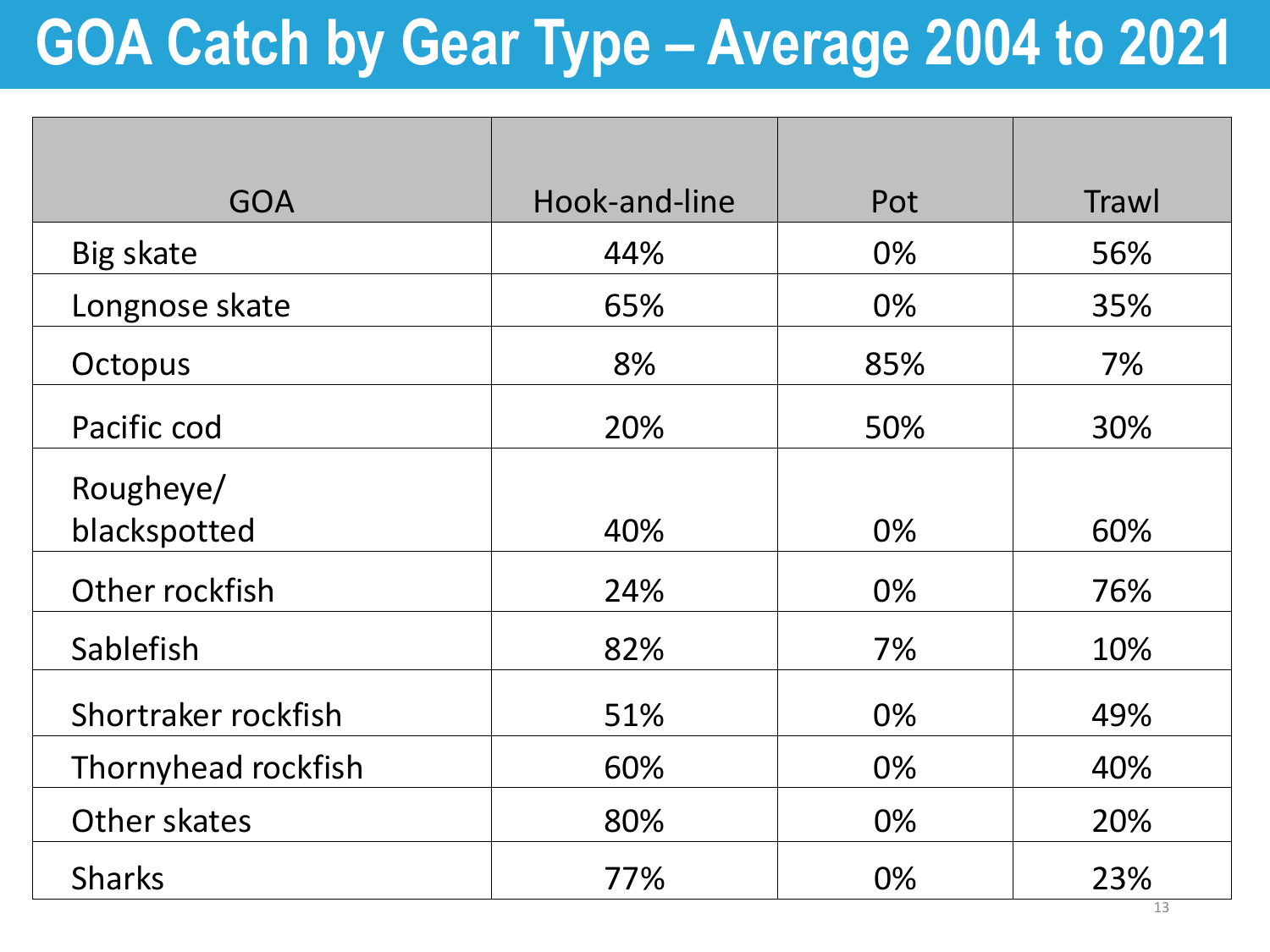# GOA Catch by Gear Type – Average 2004 to 2021

| GOA | Hook-and-line | Pot | Trawl |
|---|---|---|---|
| Big skate | 44% | 0% | 56% |
| Longnose skate | 65% | 0% | 35% |
| Octopus | 8% | 85% | 7% |
| Pacific cod | 20% | 50% | 30% |
| Rougheye/ blackspotted | 40% | 0% | 60% |
| Other rockfish | 24% | 0% | 76% |
| Sablefish | 82% | 7% | 10% |
| Shortraker rockfish | 51% | 0% | 49% |
| Thornyhead rockfish | 60% | 0% | 40% |
| Other skates | 80% | 0% | 20% |
| Sharks | 77% | 0% | 23% |